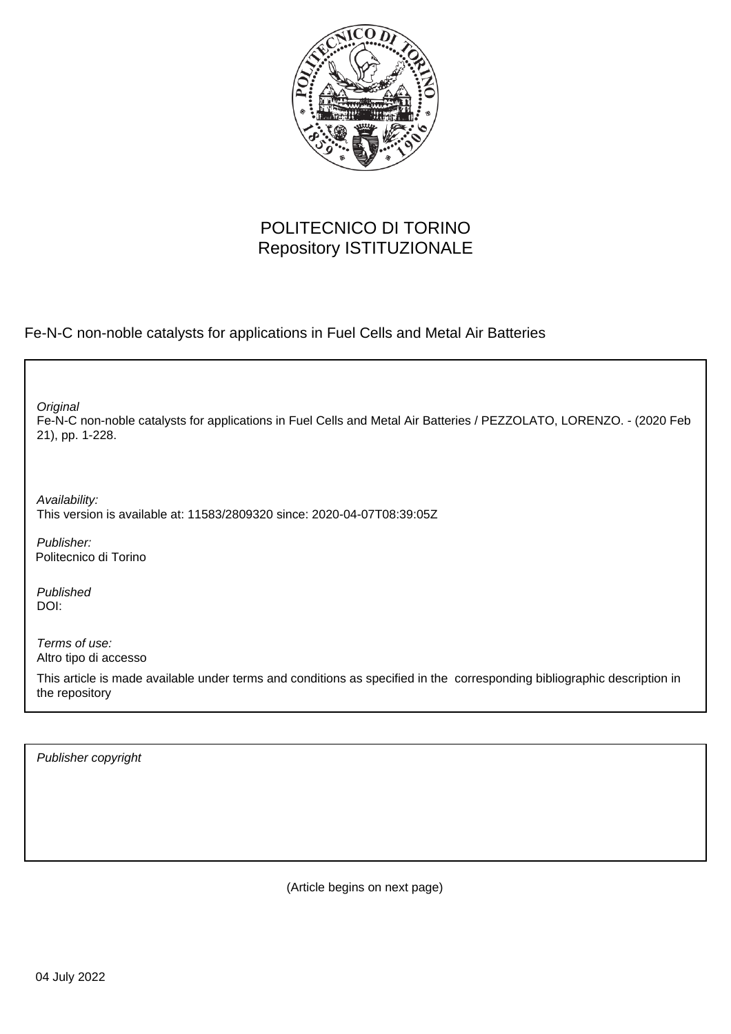POLITECNICO DI TORINO
Repository ISTITUZIONALE

Fe-N-C non-noble catalysts for applications in Fuel Cells and Metal Air Batteries

*Original*
Fe-N-C non-noble catalysts for applications in Fuel Cells and Metal Air Batteries / PEZZOLATO, LORENZO. - (2020 Feb 21), pp. 1-228.

*Availability:*
This version is available at: 11583/2809320 since: 2020-04-07T08:39:05Z

*Publisher:*
Politecnico di Torino

*Published*
DOI:

*Terms of use:*
Altro tipo di accesso

This article is made available under terms and conditions as specified in the corresponding bibliographic description in the repository

*Publisher copyright*

(Article begins on next page)

04 July 2022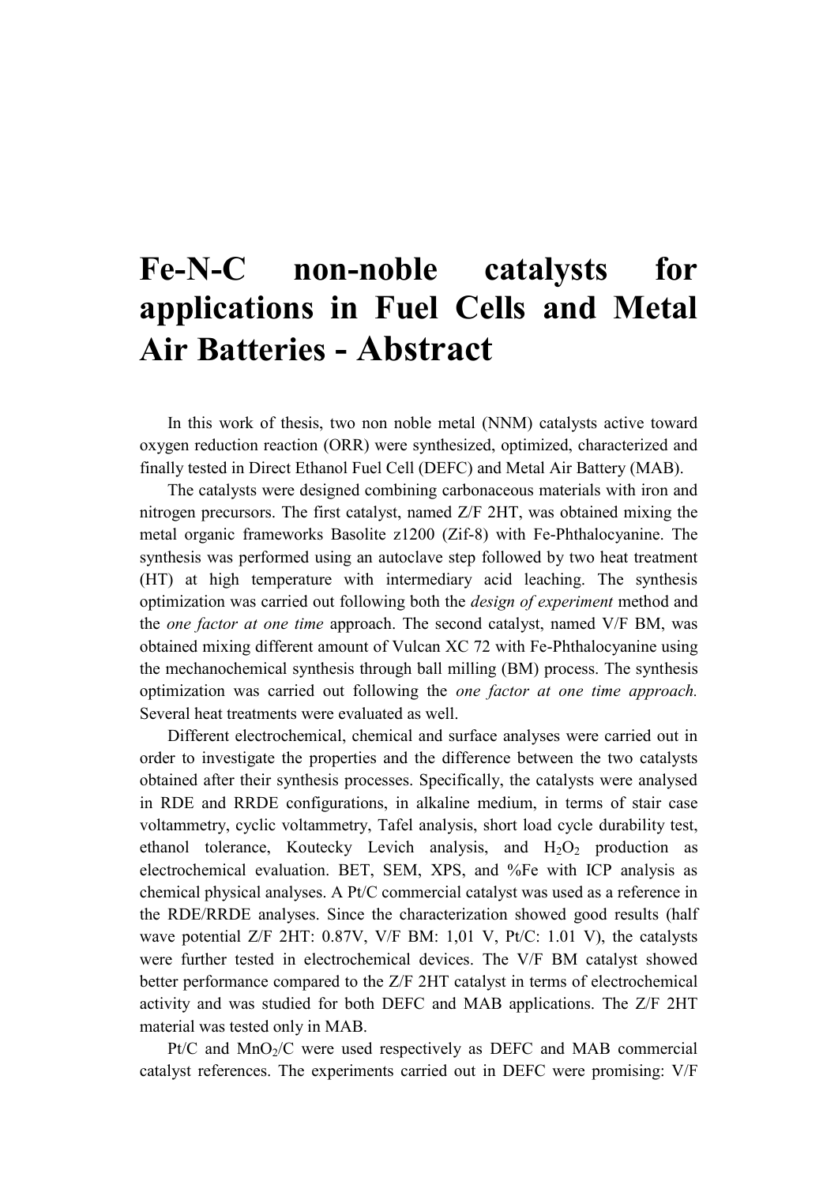# Fe-N-C non-noble catalysts for applications in Fuel Cells and Metal Air Batteries - Abstract

In this work of thesis, two non noble metal (NNM) catalysts active toward oxygen reduction reaction (ORR) were synthesized, optimized, characterized and finally tested in Direct Ethanol Fuel Cell (DEFC) and Metal Air Battery (MAB).

The catalysts were designed combining carbonaceous materials with iron and nitrogen precursors. The first catalyst, named Z/F 2HT, was obtained mixing the metal organic frameworks Basolite z1200 (Zif-8) with Fe-Phthalocyanine. The synthesis was performed using an autoclave step followed by two heat treatment (HT) at high temperature with intermediary acid leaching. The synthesis optimization was carried out following both the *design of experiment* method and the *one factor at one time* approach. The second catalyst, named V/F BM, was obtained mixing different amount of Vulcan XC 72 with Fe-Phthalocyanine using the mechanochemical synthesis through ball milling (BM) process. The synthesis optimization was carried out following the *one factor at one time approach.* Several heat treatments were evaluated as well.

Different electrochemical, chemical and surface analyses were carried out in order to investigate the properties and the difference between the two catalysts obtained after their synthesis processes. Specifically, the catalysts were analysed in RDE and RRDE configurations, in alkaline medium, in terms of stair case voltammetry, cyclic voltammetry, Tafel analysis, short load cycle durability test, ethanol tolerance, Koutecky Levich analysis, and $H_2O_2$ production as electrochemical evaluation. BET, SEM, XPS, and %Fe with ICP analysis as chemical physical analyses. A Pt/C commercial catalyst was used as a reference in the RDE/RRDE analyses. Since the characterization showed good results (half wave potential Z/F 2HT: 0.87V, V/F BM: 1,01 V, Pt/C: 1.01 V), the catalysts were further tested in electrochemical devices. The V/F BM catalyst showed better performance compared to the Z/F 2HT catalyst in terms of electrochemical activity and was studied for both DEFC and MAB applications. The Z/F 2HT material was tested only in MAB.

Pt/C and $MnO_2$/C were used respectively as DEFC and MAB commercial catalyst references. The experiments carried out in DEFC were promising: V/F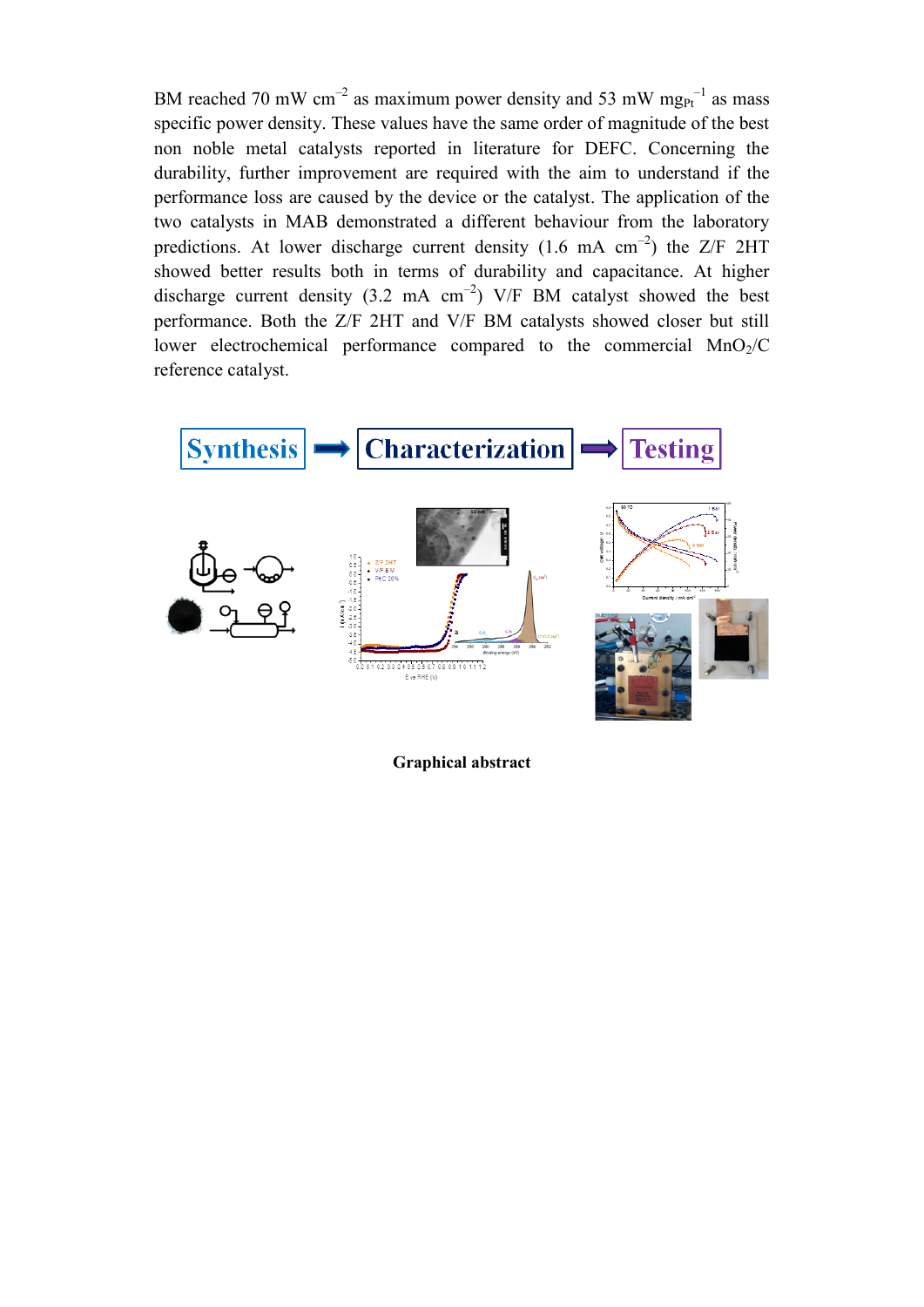BM reached 70 mW cm$^{-2}$ as maximum power density and 53 mW $mg_{Pt}^{-1}$ as mass specific power density. These values have the same order of magnitude of the best non noble metal catalysts reported in literature for DEFC. Concerning the durability, further improvement are required with the aim to understand if the performance loss are caused by the device or the catalyst. The application of the two catalysts in MAB demonstrated a different behaviour from the laboratory predictions. At lower discharge current density (1.6 mA cm$^{-2}$) the Z/F 2HT showed better results both in terms of durability and capacitance. At higher discharge current density (3.2 mA cm$^{-2}$) V/F BM catalyst showed the best performance. Both the Z/F 2HT and V/F BM catalysts showed closer but still lower electrochemical performance compared to the commercial $MnO_2$/C reference catalyst.

Synthesis → Characterization → Testing

**Graphical abstract**